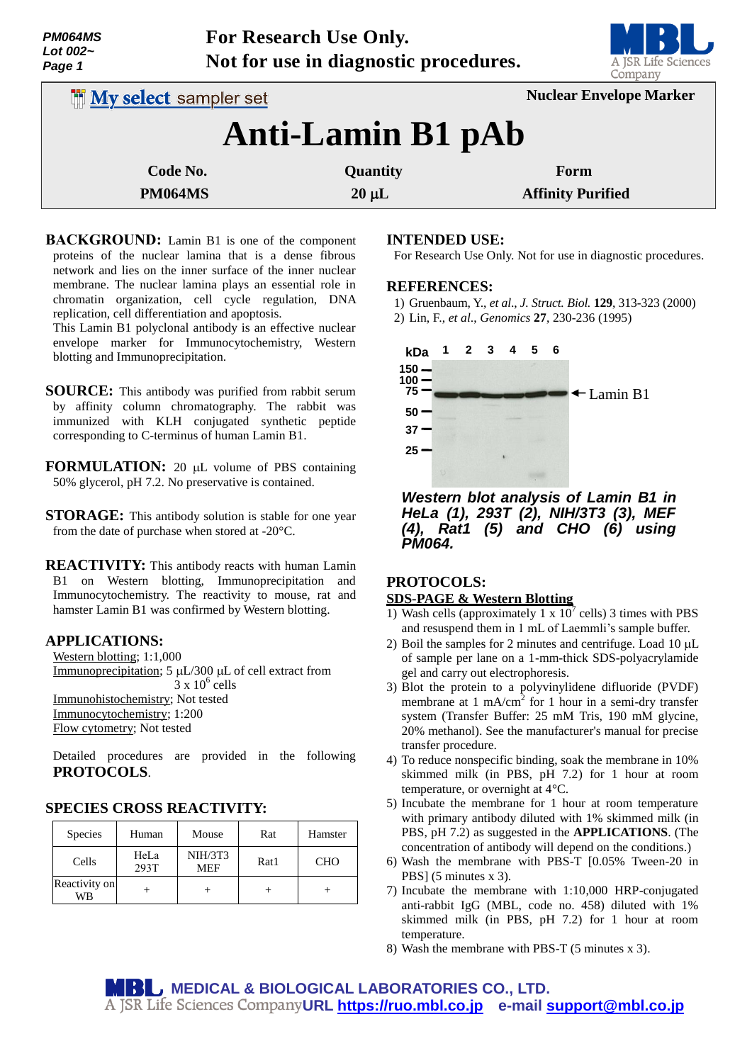For Research Use Only.
Not for use in diagnostic procedures.

My select sampler set

Nuclear Envelope Marker

# Anti-Lamin B1 pAb

| Code No. | Quantity | Form |
|---|---|---|
| PM064MS | 20 µL | Affinity Purified |

**BACKGROUND:** Lamin B1 is one of the component proteins of the nuclear lamina that is a dense fibrous network and lies on the inner surface of the inner nuclear membrane. The nuclear lamina plays an essential role in chromatin organization, cell cycle regulation, DNA replication, cell differentiation and apoptosis.
This Lamin B1 polyclonal antibody is an effective nuclear envelope marker for Immunocytochemistry, Western blotting and Immunoprecipitation.

**SOURCE:** This antibody was purified from rabbit serum by affinity column chromatography. The rabbit was immunized with KLH conjugated synthetic peptide corresponding to C-terminus of human Lamin B1.

**FORMULATION:** 20 µL volume of PBS containing 50% glycerol, pH 7.2. No preservative is contained.

**STORAGE:** This antibody solution is stable for one year from the date of purchase when stored at -20°C.

**REACTIVITY:** This antibody reacts with human Lamin B1 on Western blotting, Immunoprecipitation and Immunocytochemistry. The reactivity to mouse, rat and hamster Lamin B1 was confirmed by Western blotting.

## APPLICATIONS:

Western blotting; 1:1,000
Immunoprecipitation; 5 µL/300 µL of cell extract from $3 \times 10^6$ cells
Immunohistochemistry; Not tested
Immunocytochemistry; 1:200
Flow cytometry; Not tested

Detailed procedures are provided in the following **PROTOCOLS**.

## SPECIES CROSS REACTIVITY:

| Species | Human | Mouse | Rat | Hamster |
|---|---|---|---|---|
| Cells | HeLa 293T | NIH/3T3 MEF | Rat1 | CHO |
| Reactivity on WB | + | + | + | + |

## INTENDED USE:

For Research Use Only. Not for use in diagnostic procedures.

## REFERENCES:

1) Gruenbaum, Y., *et al*., *J. Struct. Biol.* **129**, 313-323 (2000)
2) Lin, F., *et al*., *Genomics* **27**, 230-236 (1995)

kDa 1 2 3 4 5 6
150, 100, 75, 50, 37, 25
← Lamin B1

***Western blot analysis of Lamin B1 in HeLa (1), 293T (2), NIH/3T3 (3), MEF (4), Rat1 (5) and CHO (6) using PM064.***

## PROTOCOLS:

### SDS-PAGE & Western Blotting

1) Wash cells (approximately $1 \times 10^7$ cells) 3 times with PBS and resuspend them in 1 mL of Laemmli's sample buffer.
2) Boil the samples for 2 minutes and centrifuge. Load 10 µL of sample per lane on a 1-mm-thick SDS-polyacrylamide gel and carry out electrophoresis.
3) Blot the protein to a polyvinylidene difluoride (PVDF) membrane at 1 mA/cm$^2$ for 1 hour in a semi-dry transfer system (Transfer Buffer: 25 mM Tris, 190 mM glycine, 20% methanol). See the manufacturer's manual for precise transfer procedure.
4) To reduce nonspecific binding, soak the membrane in 10% skimmed milk (in PBS, pH 7.2) for 1 hour at room temperature, or overnight at 4°C.
5) Incubate the membrane for 1 hour at room temperature with primary antibody diluted with 1% skimmed milk (in PBS, pH 7.2) as suggested in the **APPLICATIONS**. (The concentration of antibody will depend on the conditions.)
6) Wash the membrane with PBS-T [0.05% Tween-20 in PBS] (5 minutes x 3).
7) Incubate the membrane with 1:10,000 HRP-conjugated anti-rabbit IgG (MBL, code no. 458) diluted with 1% skimmed milk (in PBS, pH 7.2) for 1 hour at room temperature.
8) Wash the membrane with PBS-T (5 minutes x 3).

MEDICAL & BIOLOGICAL LABORATORIES CO., LTD.
A JSR Life Sciences Company URL https://ruo.mbl.co.jp e-mail support@mbl.co.jp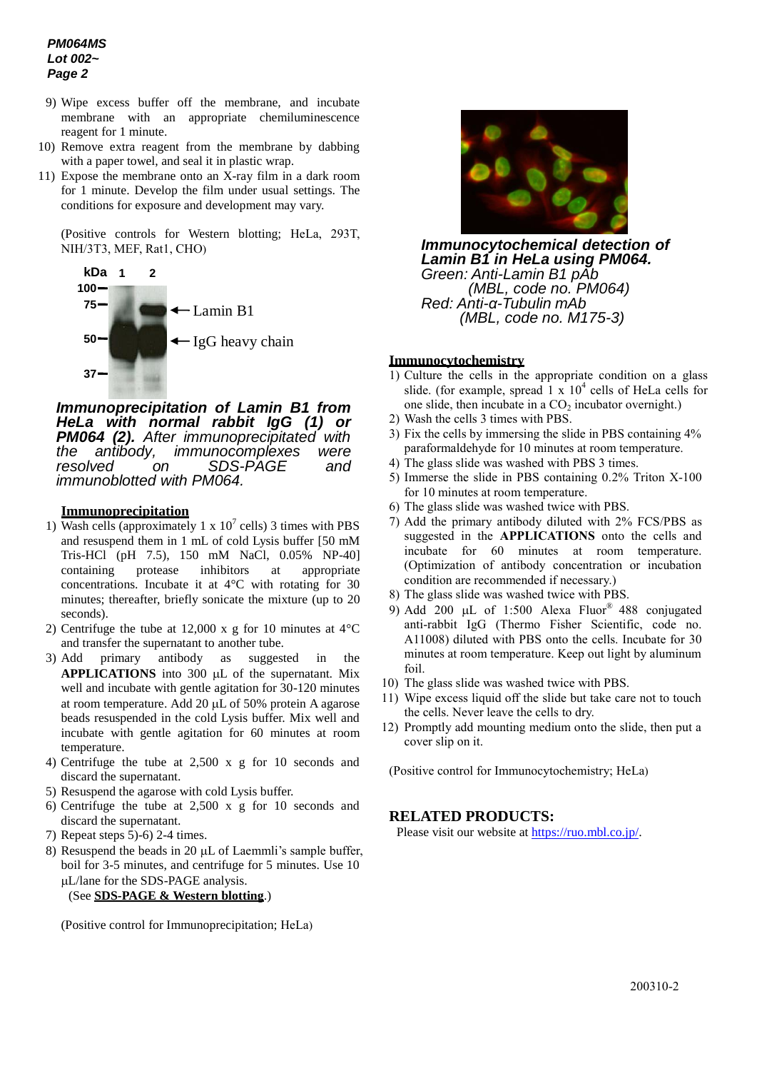9) Wipe excess buffer off the membrane, and incubate membrane with an appropriate chemiluminescence reagent for 1 minute.
10) Remove extra reagent from the membrane by dabbing with a paper towel, and seal it in plastic wrap.
11) Expose the membrane onto an X-ray film in a dark room for 1 minute. Develop the film under usual settings. The conditions for exposure and development may vary.

(Positive controls for Western blotting; HeLa, 293T, NIH/3T3, MEF, Rat1, CHO)

kDa 1 2
100
75
50
37
Lamin B1
IgG heavy chain

***Immunoprecipitation of Lamin B1 from HeLa with normal rabbit IgG (1) or PM064 (2).*** *After immunoprecipitated with the antibody, immunocomplexes were resolved on SDS-PAGE and immunoblotted with PM064.*

## Immunoprecipitation

1) Wash cells (approximately 1 x $10^7$ cells) 3 times with PBS and resuspend them in 1 mL of cold Lysis buffer [50 mM Tris-HCl (pH 7.5), 150 mM NaCl, 0.05% NP-40] containing protease inhibitors at appropriate concentrations. Incubate it at 4°C with rotating for 30 minutes; thereafter, briefly sonicate the mixture (up to 20 seconds).
2) Centrifuge the tube at 12,000 x g for 10 minutes at 4°C and transfer the supernatant to another tube.
3) Add primary antibody as suggested in the **APPLICATIONS** into 300 µL of the supernatant. Mix well and incubate with gentle agitation for 30-120 minutes at room temperature. Add 20 µL of 50% protein A agarose beads resuspended in the cold Lysis buffer. Mix well and incubate with gentle agitation for 60 minutes at room temperature.
4) Centrifuge the tube at 2,500 x g for 10 seconds and discard the supernatant.
5) Resuspend the agarose with cold Lysis buffer.
6) Centrifuge the tube at 2,500 x g for 10 seconds and discard the supernatant.
7) Repeat steps 5)-6) 2-4 times.
8) Resuspend the beads in 20 µL of Laemmli's sample buffer, boil for 3-5 minutes, and centrifuge for 5 minutes. Use 10 µL/lane for the SDS-PAGE analysis.
   (See **SDS-PAGE & Western blotting**.)

(Positive control for Immunoprecipitation; HeLa)

***Immunocytochemical detection of Lamin B1 in HeLa using PM064.***
*Green: Anti-Lamin B1 pAb (MBL, code no. PM064)*
*Red: Anti-α-Tubulin mAb (MBL, code no. M175-3)*

## Immunocytochemistry

1) Culture the cells in the appropriate condition on a glass slide. (for example, spread 1 x $10^4$ cells of HeLa cells for one slide, then incubate in a $CO_2$ incubator overnight.)
2) Wash the cells 3 times with PBS.
3) Fix the cells by immersing the slide in PBS containing 4% paraformaldehyde for 10 minutes at room temperature.
4) The glass slide was washed with PBS 3 times.
5) Immerse the slide in PBS containing 0.2% Triton X-100 for 10 minutes at room temperature.
6) The glass slide was washed twice with PBS.
7) Add the primary antibody diluted with 2% FCS/PBS as suggested in the **APPLICATIONS** onto the cells and incubate for 60 minutes at room temperature. (Optimization of antibody concentration or incubation condition are recommended if necessary.)
8) The glass slide was washed twice with PBS.
9) Add 200 µL of 1:500 Alexa Fluor® 488 conjugated anti-rabbit IgG (Thermo Fisher Scientific, code no. A11008) diluted with PBS onto the cells. Incubate for 30 minutes at room temperature. Keep out light by aluminum foil.
10) The glass slide was washed twice with PBS.
11) Wipe excess liquid off the slide but take care not to touch the cells. Never leave the cells to dry.
12) Promptly add mounting medium onto the slide, then put a cover slip on it.

(Positive control for Immunocytochemistry; HeLa)

## RELATED PRODUCTS:

Please visit our website at https://ruo.mbl.co.jp/.